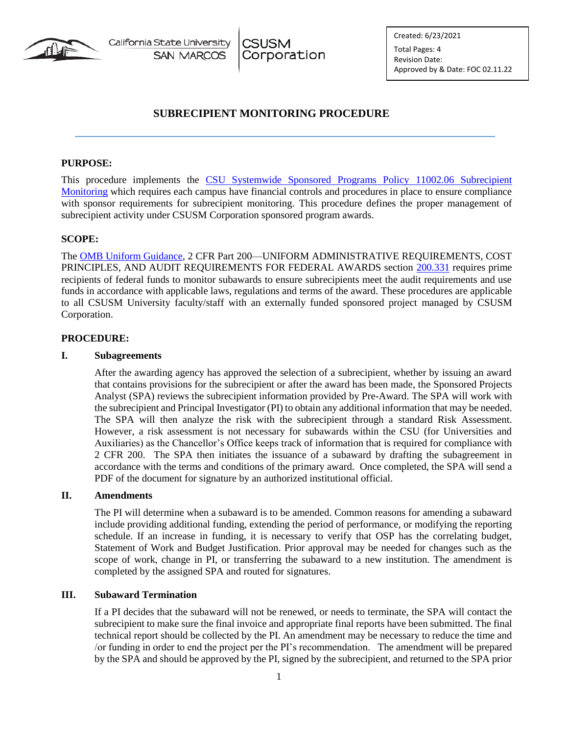California State University SAN MARCOS | CSUSM Corporation

Created: 6/23/2021
Total Pages: 4
Revision Date:
Approved by & Date: FOC 02.11.22

# SUBRECIPIENT MONITORING PROCEDURE

## PURPOSE:

This procedure implements the [CSU Systemwide Sponsored Programs Policy 11002.06 Subrecipient Monitoring]() which requires each campus have financial controls and procedures in place to ensure compliance with sponsor requirements for subrecipient monitoring. This procedure defines the proper management of subrecipient activity under CSUSM Corporation sponsored program awards.

## SCOPE:

The [OMB Uniform Guidance](), 2 CFR Part 200—UNIFORM ADMINISTRATIVE REQUIREMENTS, COST PRINCIPLES, AND AUDIT REQUIREMENTS FOR FEDERAL AWARDS section [200.331]() requires prime recipients of federal funds to monitor subawards to ensure subrecipients meet the audit requirements and use funds in accordance with applicable laws, regulations and terms of the award. These procedures are applicable to all CSUSM University faculty/staff with an externally funded sponsored project managed by CSUSM Corporation.

## PROCEDURE:

### I. Subagreements

After the awarding agency has approved the selection of a subrecipient, whether by issuing an award that contains provisions for the subrecipient or after the award has been made, the Sponsored Projects Analyst (SPA) reviews the subrecipient information provided by Pre-Award. The SPA will work with the subrecipient and Principal Investigator (PI) to obtain any additional information that may be needed. The SPA will then analyze the risk with the subrecipient through a standard Risk Assessment. However, a risk assessment is not necessary for subawards within the CSU (for Universities and Auxiliaries) as the Chancellor's Office keeps track of information that is required for compliance with 2 CFR 200. The SPA then initiates the issuance of a subaward by drafting the subagreement in accordance with the terms and conditions of the primary award. Once completed, the SPA will send a PDF of the document for signature by an authorized institutional official.

### II. Amendments

The PI will determine when a subaward is to be amended. Common reasons for amending a subaward include providing additional funding, extending the period of performance, or modifying the reporting schedule. If an increase in funding, it is necessary to verify that OSP has the correlating budget, Statement of Work and Budget Justification. Prior approval may be needed for changes such as the scope of work, change in PI, or transferring the subaward to a new institution. The amendment is completed by the assigned SPA and routed for signatures.

### III. Subaward Termination

If a PI decides that the subaward will not be renewed, or needs to terminate, the SPA will contact the subrecipient to make sure the final invoice and appropriate final reports have been submitted. The final technical report should be collected by the PI. An amendment may be necessary to reduce the time and /or funding in order to end the project per the PI's recommendation. The amendment will be prepared by the SPA and should be approved by the PI, signed by the subrecipient, and returned to the SPA prior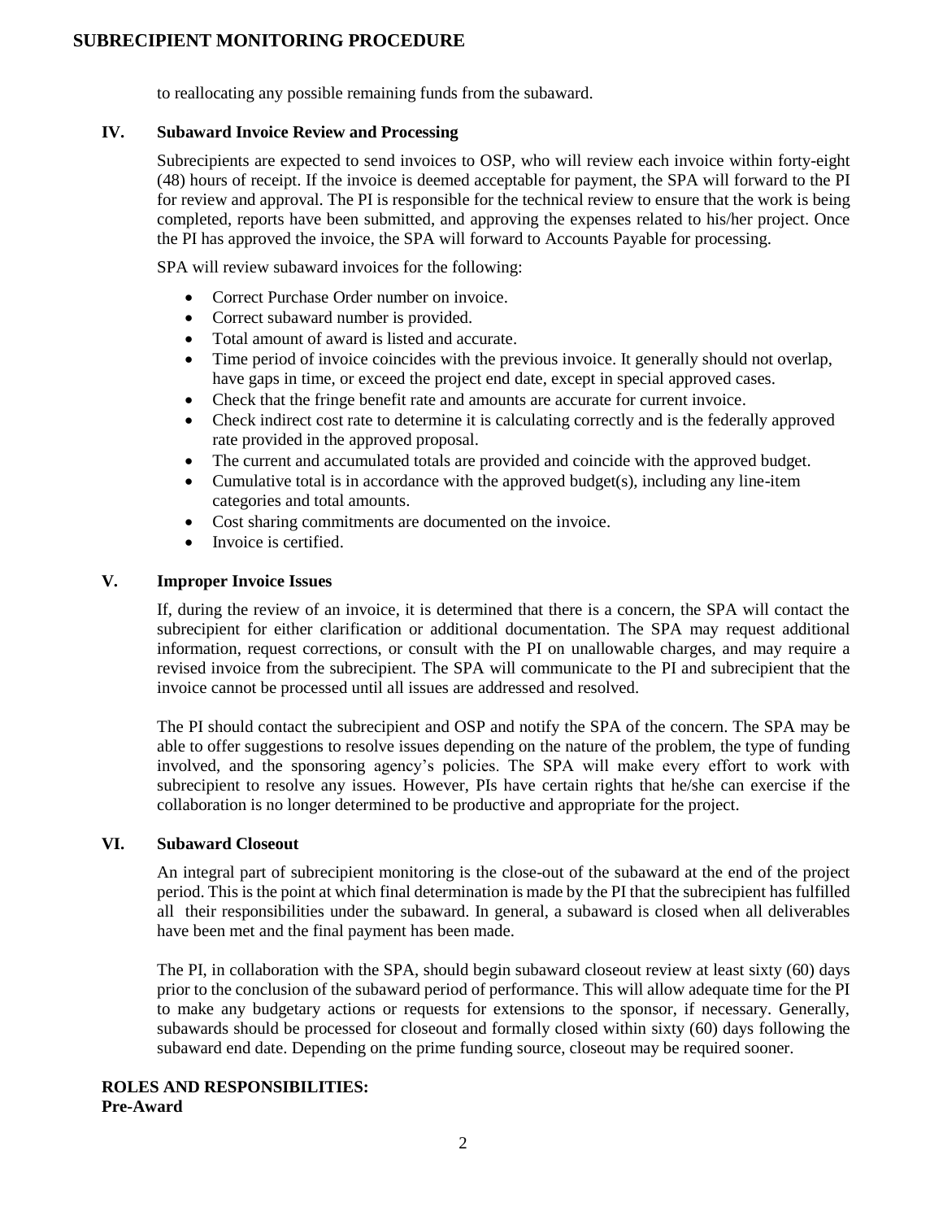to reallocating any possible remaining funds from the subaward.

## IV. Subaward Invoice Review and Processing

Subrecipients are expected to send invoices to OSP, who will review each invoice within forty-eight (48) hours of receipt. If the invoice is deemed acceptable for payment, the SPA will forward to the PI for review and approval. The PI is responsible for the technical review to ensure that the work is being completed, reports have been submitted, and approving the expenses related to his/her project. Once the PI has approved the invoice, the SPA will forward to Accounts Payable for processing.

SPA will review subaward invoices for the following:

- Correct Purchase Order number on invoice.
- Correct subaward number is provided.
- Total amount of award is listed and accurate.
- Time period of invoice coincides with the previous invoice. It generally should not overlap, have gaps in time, or exceed the project end date, except in special approved cases.
- Check that the fringe benefit rate and amounts are accurate for current invoice.
- Check indirect cost rate to determine it is calculating correctly and is the federally approved rate provided in the approved proposal.
- The current and accumulated totals are provided and coincide with the approved budget.
- Cumulative total is in accordance with the approved budget(s), including any line-item categories and total amounts.
- Cost sharing commitments are documented on the invoice.
- Invoice is certified.

## V. Improper Invoice Issues

If, during the review of an invoice, it is determined that there is a concern, the SPA will contact the subrecipient for either clarification or additional documentation. The SPA may request additional information, request corrections, or consult with the PI on unallowable charges, and may require a revised invoice from the subrecipient. The SPA will communicate to the PI and subrecipient that the invoice cannot be processed until all issues are addressed and resolved.

The PI should contact the subrecipient and OSP and notify the SPA of the concern. The SPA may be able to offer suggestions to resolve issues depending on the nature of the problem, the type of funding involved, and the sponsoring agency's policies. The SPA will make every effort to work with subrecipient to resolve any issues. However, PIs have certain rights that he/she can exercise if the collaboration is no longer determined to be productive and appropriate for the project.

## VI. Subaward Closeout

An integral part of subrecipient monitoring is the close-out of the subaward at the end of the project period. This is the point at which final determination is made by the PI that the subrecipient has fulfilled all their responsibilities under the subaward. In general, a subaward is closed when all deliverables have been met and the final payment has been made.

The PI, in collaboration with the SPA, should begin subaward closeout review at least sixty (60) days prior to the conclusion of the subaward period of performance. This will allow adequate time for the PI to make any budgetary actions or requests for extensions to the sponsor, if necessary. Generally, subawards should be processed for closeout and formally closed within sixty (60) days following the subaward end date. Depending on the prime funding source, closeout may be required sooner.

## ROLES AND RESPONSIBILITIES:

**Pre-Award**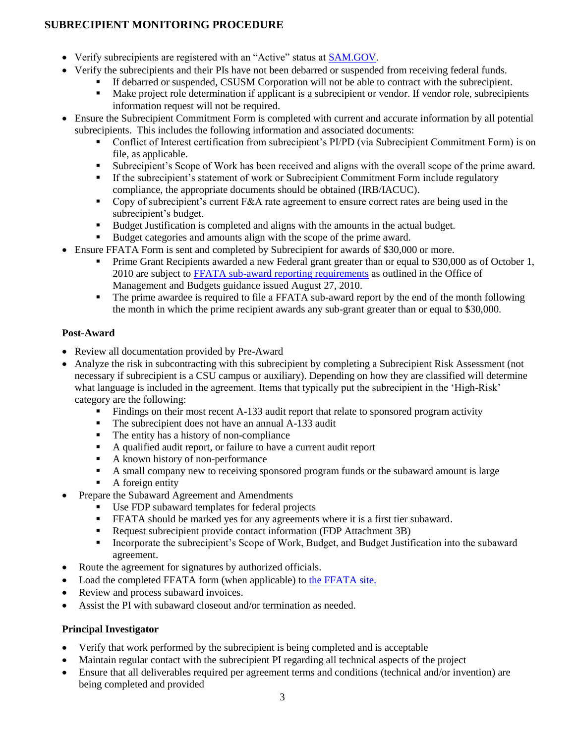# SUBRECIPIENT MONITORING PROCEDURE

- Verify subrecipients are registered with an "Active" status at SAM.GOV.
- Verify the subrecipients and their PIs have not been debarred or suspended from receiving federal funds.
  - If debarred or suspended, CSUSM Corporation will not be able to contract with the subrecipient.
  - Make project role determination if applicant is a subrecipient or vendor. If vendor role, subrecipients information request will not be required.
- Ensure the Subrecipient Commitment Form is completed with current and accurate information by all potential subrecipients. This includes the following information and associated documents:
  - Conflict of Interest certification from subrecipient's PI/PD (via Subrecipient Commitment Form) is on file, as applicable.
  - Subrecipient's Scope of Work has been received and aligns with the overall scope of the prime award.
  - If the subrecipient's statement of work or Subrecipient Commitment Form include regulatory compliance, the appropriate documents should be obtained (IRB/IACUC).
  - Copy of subrecipient's current F&A rate agreement to ensure correct rates are being used in the subrecipient's budget.
  - Budget Justification is completed and aligns with the amounts in the actual budget.
  - Budget categories and amounts align with the scope of the prime award.
- Ensure FFATA Form is sent and completed by Subrecipient for awards of $30,000 or more.
  - Prime Grant Recipients awarded a new Federal grant greater than or equal to $30,000 as of October 1, 2010 are subject to FFATA sub-award reporting requirements as outlined in the Office of Management and Budgets guidance issued August 27, 2010.
  - The prime awardee is required to file a FFATA sub-award report by the end of the month following the month in which the prime recipient awards any sub-grant greater than or equal to $30,000.

### Post-Award

- Review all documentation provided by Pre-Award
- Analyze the risk in subcontracting with this subrecipient by completing a Subrecipient Risk Assessment (not necessary if subrecipient is a CSU campus or auxiliary). Depending on how they are classified will determine what language is included in the agreement. Items that typically put the subrecipient in the 'High-Risk' category are the following:
  - Findings on their most recent A-133 audit report that relate to sponsored program activity
  - The subrecipient does not have an annual A-133 audit
  - The entity has a history of non-compliance
  - A qualified audit report, or failure to have a current audit report
  - A known history of non-performance
  - A small company new to receiving sponsored program funds or the subaward amount is large
  - A foreign entity
- Prepare the Subaward Agreement and Amendments
  - Use FDP subaward templates for federal projects
  - FFATA should be marked yes for any agreements where it is a first tier subaward.
  - Request subrecipient provide contact information (FDP Attachment 3B)
  - Incorporate the subrecipient's Scope of Work, Budget, and Budget Justification into the subaward agreement.
- Route the agreement for signatures by authorized officials.
- Load the completed FFATA form (when applicable) to the FFATA site.
- Review and process subaward invoices.
- Assist the PI with subaward closeout and/or termination as needed.

### Principal Investigator

- Verify that work performed by the subrecipient is being completed and is acceptable
- Maintain regular contact with the subrecipient PI regarding all technical aspects of the project
- Ensure that all deliverables required per agreement terms and conditions (technical and/or invention) are being completed and provided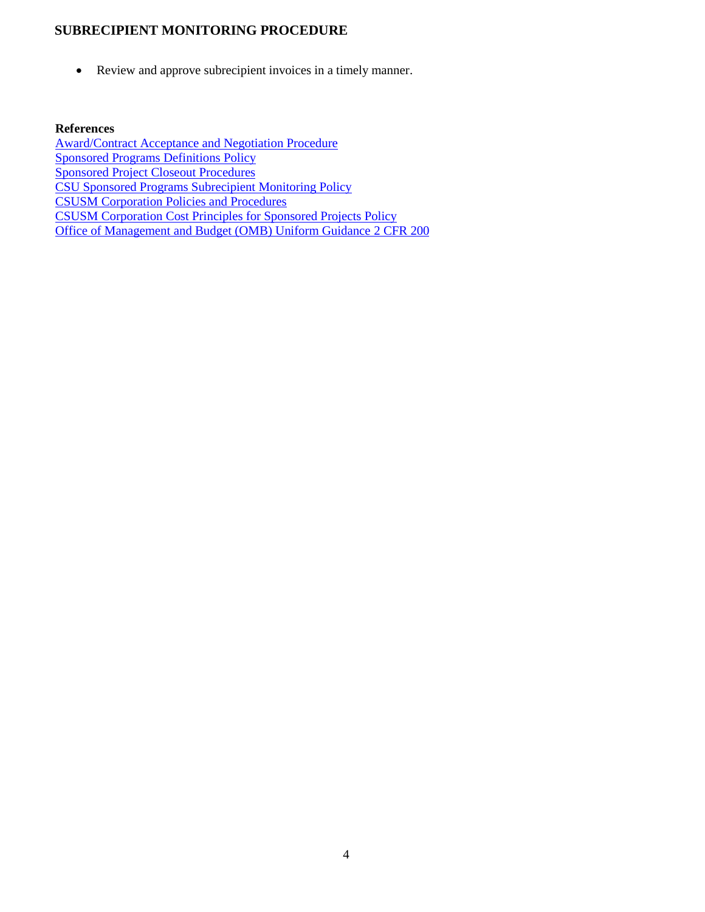- Review and approve subrecipient invoices in a timely manner.

**References**

Award/Contract Acceptance and Negotiation Procedure
Sponsored Programs Definitions Policy
Sponsored Project Closeout Procedures
CSU Sponsored Programs Subrecipient Monitoring Policy
CSUSM Corporation Policies and Procedures
CSUSM Corporation Cost Principles for Sponsored Projects Policy
Office of Management and Budget (OMB) Uniform Guidance 2 CFR 200